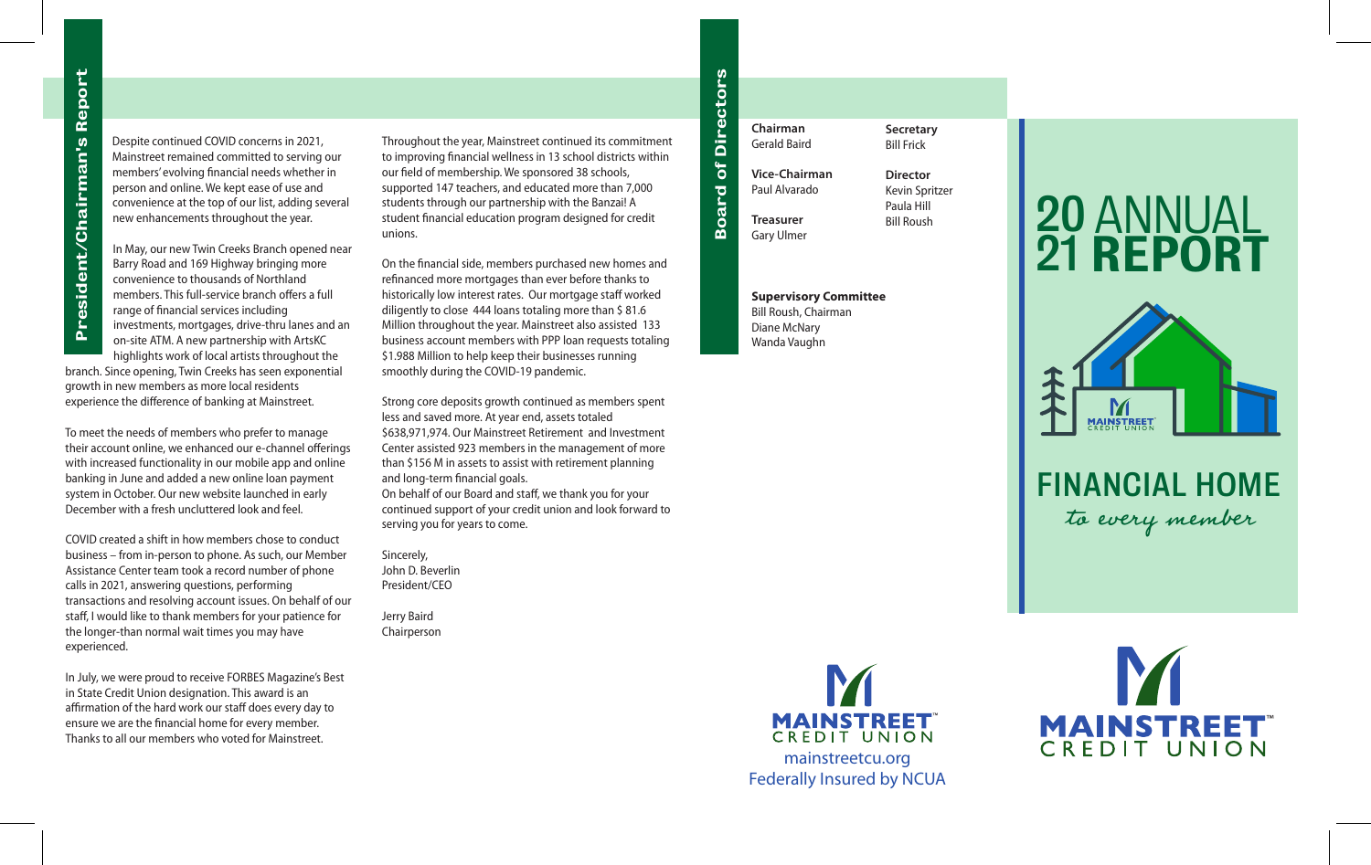## President/Chairman's Report

Despite continued COVID concerns in 2021, Mainstreet remained committed to serving our members' evolving financial needs whether in person and online. We kept ease of use and convenience at the top of our list, adding several new enhancements throughout the year.

In May, our new Twin Creeks Branch opened near Barry Road and 169 Highway bringing more convenience to thousands of Northland members. This full-service branch offers a full range of financial services including investments, mortgages, drive-thru lanes and an on-site ATM. A new partnership with ArtsKC highlights work of local artists throughout the branch. Since opening, Twin Creeks has seen exponential growth in new members as more local residents experience the difference of banking at Mainstreet.

To meet the needs of members who prefer to manage their account online, we enhanced our e-channel offerings with increased functionality in our mobile app and online banking in June and added a new online loan payment system in October. Our new website launched in early December with a fresh uncluttered look and feel.

COVID created a shift in how members chose to conduct business – from in-person to phone. As such, our Member Assistance Center team took a record number of phone calls in 2021, answering questions, performing transactions and resolving account issues. On behalf of our staff, I would like to thank members for your patience for the longer-than normal wait times you may have experienced.

In July, we were proud to receive FORBES Magazine's Best in State Credit Union designation. This award is an affirmation of the hard work our staff does every day to ensure we are the financial home for every member. Thanks to all our members who voted for Mainstreet.

Throughout the year, Mainstreet continued its commitment to improving financial wellness in 13 school districts within our field of membership. We sponsored 38 schools, supported 147 teachers, and educated more than 7,000 students through our partnership with the Banzai! A student financial education program designed for credit unions.

On the financial side, members purchased new homes and refinanced more mortgages than ever before thanks to historically low interest rates. Our mortgage staff worked diligently to close 444 loans totaling more than $ 81.6 Million throughout the year. Mainstreet also assisted 133 business account members with PPP loan requests totaling $1.988 Million to help keep their businesses running smoothly during the COVID-19 pandemic.

Strong core deposits growth continued as members spent less and saved more. At year end, assets totaled $638,971,974. Our Mainstreet Retirement and Investment Center assisted 923 members in the management of more than $156 M in assets to assist with retirement planning and long-term financial goals.
On behalf of our Board and staff, we thank you for your continued support of your credit union and look forward to serving you for years to come.

Sincerely,
John D. Beverlin
President/CEO

Jerry Baird
Chairperson

## Board of Directors

**Chairman**
Gerald Baird

**Vice-Chairman**
Paul Alvarado

**Treasurer**
Gary Ulmer

**Secretary**
Bill Frick

**Director**
Kevin Spritzer
Paula Hill
Bill Roush

**Supervisory Committee**
Bill Roush, Chairman
Diane McNary
Wanda Vaughn

MAINSTREET™ CREDIT UNION
mainstreetcu.org
Federally Insured by NCUA

# 2021 ANNUAL REPORT

MAINSTREET CREDIT UNION

## FINANCIAL HOME
*to every member*

MAINSTREET™ CREDIT UNION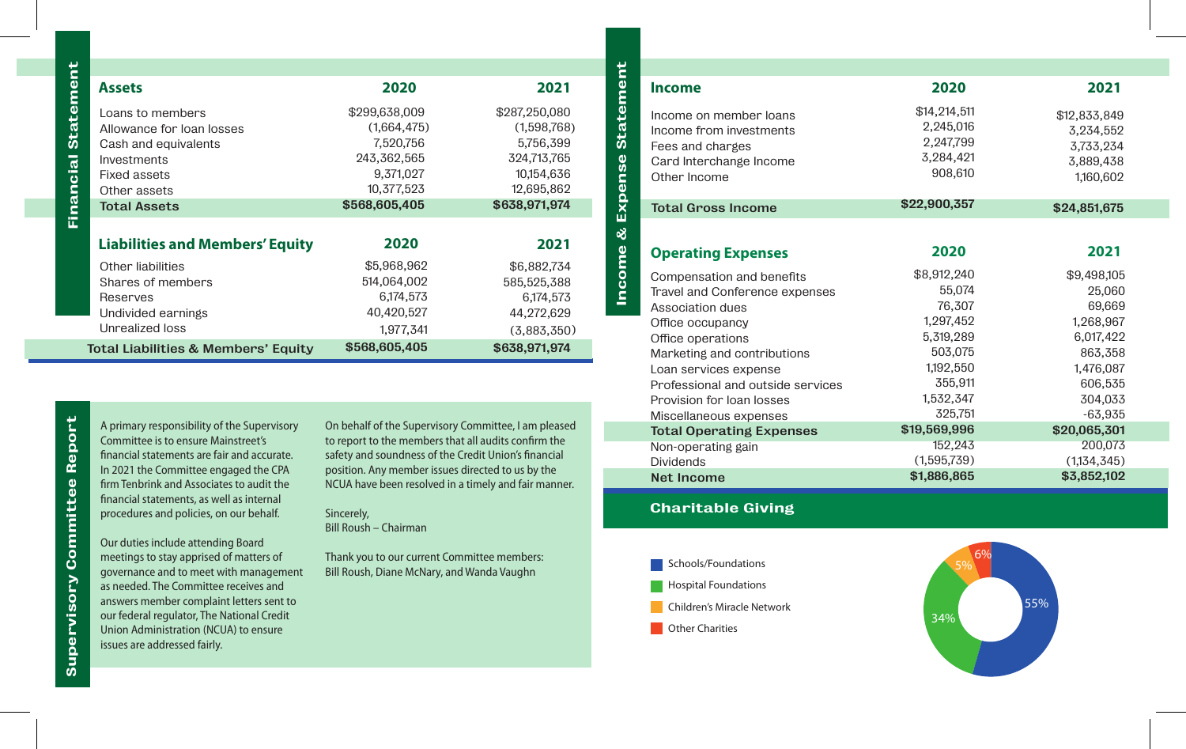## Financial Statement

| Assets | 2020 | 2021 |
|---|---|---|
| Loans to members | $299,638,009 | $287,250,080 |
| Allowance for loan losses | (1,664,475) | (1,598,768) |
| Cash and equivalents | 7,520,756 | 5,756,399 |
| Investments | 243,362,565 | 324,713,765 |
| Fixed assets | 9,371,027 | 10,154,636 |
| Other assets | 10,377,523 | 12,695,862 |
| **Total Assets** | **$568,605,405** | **$638,971,974** |

| Liabilities and Members' Equity | 2020 | 2021 |
|---|---|---|
| Other liabilities | $5,968,962 | $6,882,734 |
| Shares of members | 514,064,002 | 585,525,388 |
| Reserves | 6,174,573 | 6,174,573 |
| Undivided earnings | 40,420,527 | 44,272,629 |
| Unrealized loss | 1,977,341 | (3,883,350) |
| **Total Liabilities & Members' Equity** | **$568,605,405** | **$638,971,974** |

## Supervisory Committee Report

A primary responsibility of the Supervisory Committee is to ensure Mainstreet's financial statements are fair and accurate. In 2021 the Committee engaged the CPA firm Tenbrink and Associates to audit the financial statements, as well as internal procedures and policies, on our behalf.

Our duties include attending Board meetings to stay apprised of matters of governance and to meet with management as needed. The Committee receives and answers member complaint letters sent to our federal regulator, The National Credit Union Administration (NCUA) to ensure issues are addressed fairly.

On behalf of the Supervisory Committee, I am pleased to report to the members that all audits confirm the safety and soundness of the Credit Union's financial position. Any member issues directed to us by the NCUA have been resolved in a timely and fair manner.

Sincerely,
Bill Roush – Chairman

Thank you to our current Committee members: Bill Roush, Diane McNary, and Wanda Vaughn

## Income & Expense Statement

| Income | 2020 | 2021 |
|---|---|---|
| Income on member loans | $14,214,511 | $12,833,849 |
| Income from investments | 2,245,016 | 3,234,552 |
| Fees and charges | 2,247,799 | 3,733,234 |
| Card Interchange Income | 3,284,421 | 3,889,438 |
| Other Income | 908,610 | 1,160,602 |
| **Total Gross Income** | **$22,900,357** | **$24,851,675** |

| Operating Expenses | 2020 | 2021 |
|---|---|---|
| Compensation and benefits | $8,912,240 | $9,498,105 |
| Travel and Conference expenses | 55,074 | 25,060 |
| Association dues | 76,307 | 69,669 |
| Office occupancy | 1,297,452 | 1,268,967 |
| Office operations | 5,319,289 | 6,017,422 |
| Marketing and contributions | 503,075 | 863,358 |
| Loan services expense | 1,192,550 | 1,476,087 |
| Professional and outside services | 355,911 | 606,535 |
| Provision for loan losses | 1,532,347 | 304,033 |
| Miscellaneous expenses | 325,751 | -63,935 |
| **Total Operating Expenses** | **$19,569,996** | **$20,065,301** |
| Non-operating gain | 152,243 | 200,073 |
| Dividends | (1,595,739) | (1,134,345) |
| **Net Income** | **$1,886,865** | **$3,852,102** |

## Charitable Giving

Schools/Foundations
Hospital Foundations
Children's Miracle Network
Other Charities

55%
34%
5%
6%